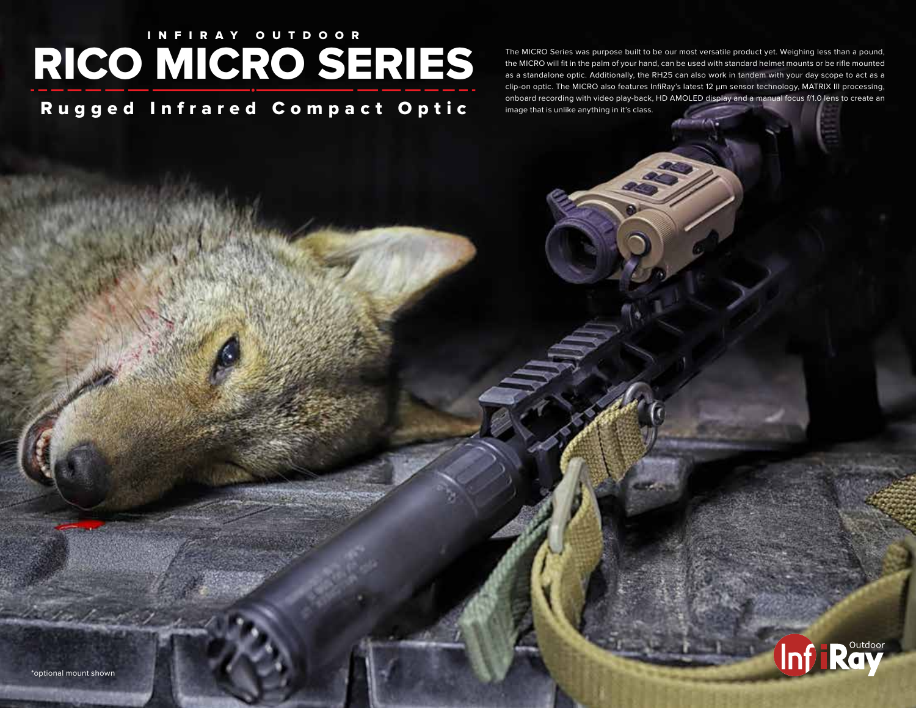INFIRAY OUTDOOR

# RICO MICRO SERIES

## Rugged Infrared Compact Optic

The MICRO Series was purpose built to be our most versatile product yet. Weighing less than a pound, the MICRO will fit in the palm of your hand, can be used with standard helmet mounts or be rifle mounted as a standalone optic. Additionally, the RH25 can also work in tandem with your day scope to act as a clip-on optic. The MICRO also features InfiRay's latest 12 μm sensor technology, MATRIX III processing, onboard recording with video play-back, HD AMOLED display and a manual focus f/1.0 lens to create an image that is unlike anything in it's class.

*optional mount shown

InfiRay Outdoor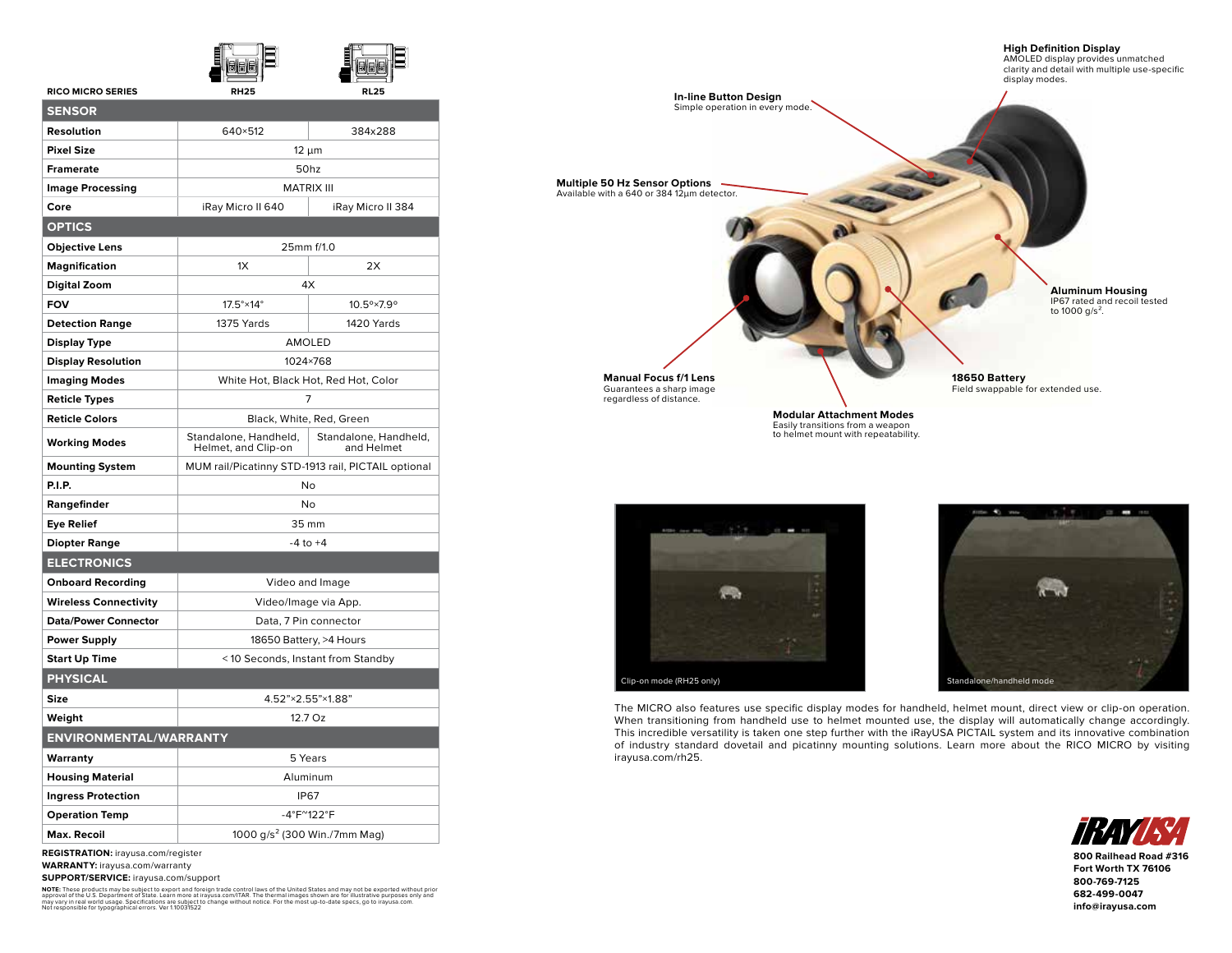| RICO MICRO SERIES | RH25 | RL25 |
| --- | --- | --- |
| **SENSOR** | | |
| **Resolution** | 640×512 | 384x288 |
| **Pixel Size** | 12 µm | |
| **Framerate** | 50hz | |
| **Image Processing** | MATRIX III | |
| **Core** | iRay Micro II 640 | iRay Micro II 384 |
| **OPTICS** | | |
| **Objective Lens** | 25mm f/1.0 | |
| **Magnification** | 1X | 2X |
| **Digital Zoom** | 4X | |
| **FOV** | 17.5°×14° | 10.5°×7.9° |
| **Detection Range** | 1375 Yards | 1420 Yards |
| **Display Type** | AMOLED | |
| **Display Resolution** | 1024×768 | |
| **Imaging Modes** | White Hot, Black Hot, Red Hot, Color | |
| **Reticle Types** | 7 | |
| **Reticle Colors** | Black, White, Red, Green | |
| **Working Modes** | Standalone, Handheld, Helmet, and Clip-on | Standalone, Handheld, and Helmet |
| **Mounting System** | MUM rail/Picatinny STD-1913 rail, PICTAIL optional | |
| **P.I.P.** | No | |
| **Rangefinder** | No | |
| **Eye Relief** | 35 mm | |
| **Diopter Range** | -4 to +4 | |
| **ELECTRONICS** | | |
| **Onboard Recording** | Video and Image | |
| **Wireless Connectivity** | Video/Image via App. | |
| **Data/Power Connector** | Data, 7 Pin connector | |
| **Power Supply** | 18650 Battery, >4 Hours | |
| **Start Up Time** | <10 Seconds, Instant from Standby | |
| **PHYSICAL** | | |
| **Size** | 4.52"×2.55"×1.88" | |
| **Weight** | 12.7 Oz | |
| **ENVIRONMENTAL/WARRANTY** | | |
| **Warranty** | 5 Years | |
| **Housing Material** | Aluminum | |
| **Ingress Protection** | IP67 | |
| **Operation Temp** | -4°F~122°F | |
| **Max. Recoil** | 1000 g/s² (300 Win./7mm Mag) | |

**REGISTRATION:** irayusa.com/register
**WARRANTY:** irayusa.com/warranty
**SUPPORT/SERVICE:** irayusa.com/support

**NOTE:** These products may be subject to export and foreign trade control laws of the United States and may not be exported without prior approval of the U.S. Department of State. Learn more at irayusa.com/ITAR. The thermal images shown are for illustrative purposes only and may vary in real world usage. Specifications are subject to change without notice. For the most up-to-date specs, go to irayusa.com. Not responsible for typographical errors. Ver 1.10031522

**High Definition Display**
AMOLED display provides unmatched clarity and detail with multiple use-specific display modes.

**In-line Button Design**
Simple operation in every mode.

**Multiple 50 Hz Sensor Options**
Available with a 640 or 384 12µm detector.

**Aluminum Housing**
IP67 rated and recoil tested to 1000 g/s².

**Manual Focus f/1 Lens**
Guarantees a sharp image regardless of distance.

**18650 Battery**
Field swappable for extended use.

**Modular Attachment Modes**
Easily transitions from a weapon to helmet mount with repeatability.

Clip-on mode (RH25 only)

Standalone/handheld mode

The MICRO also features use specific display modes for handheld, helmet mount, direct view or clip-on operation. When transitioning from handheld use to helmet mounted use, the display will automatically change accordingly. This incredible versatility is taken one step further with the iRayUSA PICTAIL system and its innovative combination of industry standard dovetail and picatinny mounting solutions. Learn more about the RICO MICRO by visiting irayusa.com/rh25.

iRAYUSA

**800 Railhead Road #316**
**Fort Worth TX 76106**
**800-769-7125**
**682-499-0047**
**info@irayusa.com**